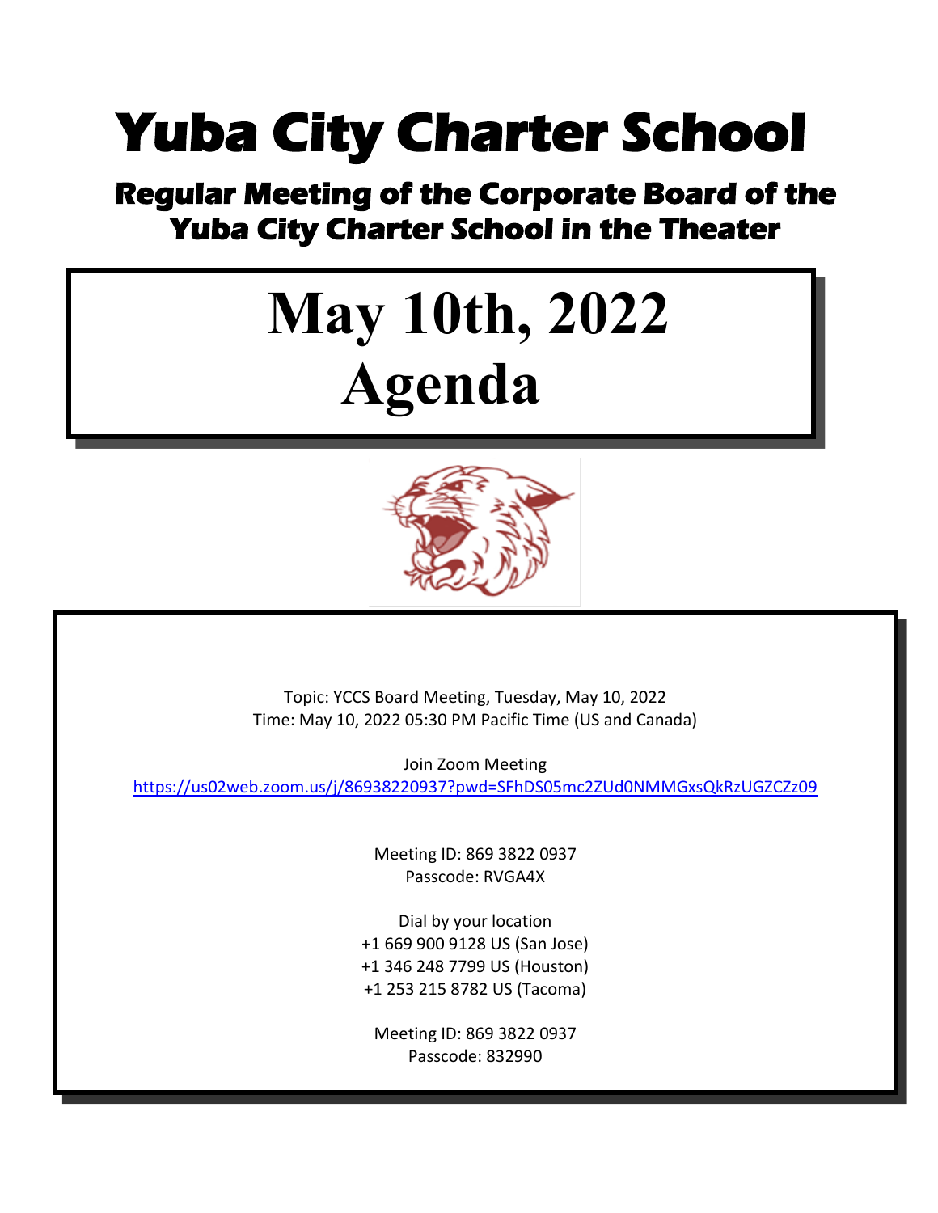# Yuba City Charter School

## Regular Meeting of the Corporate Board of the Yuba City Charter School in the Theater

# May 10th, 2022
# Agenda

Topic: YCCS Board Meeting, Tuesday, May 10, 2022
Time: May 10, 2022 05:30 PM Pacific Time (US and Canada)

Join Zoom Meeting
https://us02web.zoom.us/j/86938220937?pwd=SFhDS05mc2ZUd0NMMGxsQkRzUGZCZz09

Meeting ID: 869 3822 0937
Passcode: RVGA4X

Dial by your location
+1 669 900 9128 US (San Jose)
+1 346 248 7799 US (Houston)
+1 253 215 8782 US (Tacoma)

Meeting ID: 869 3822 0937
Passcode: 832990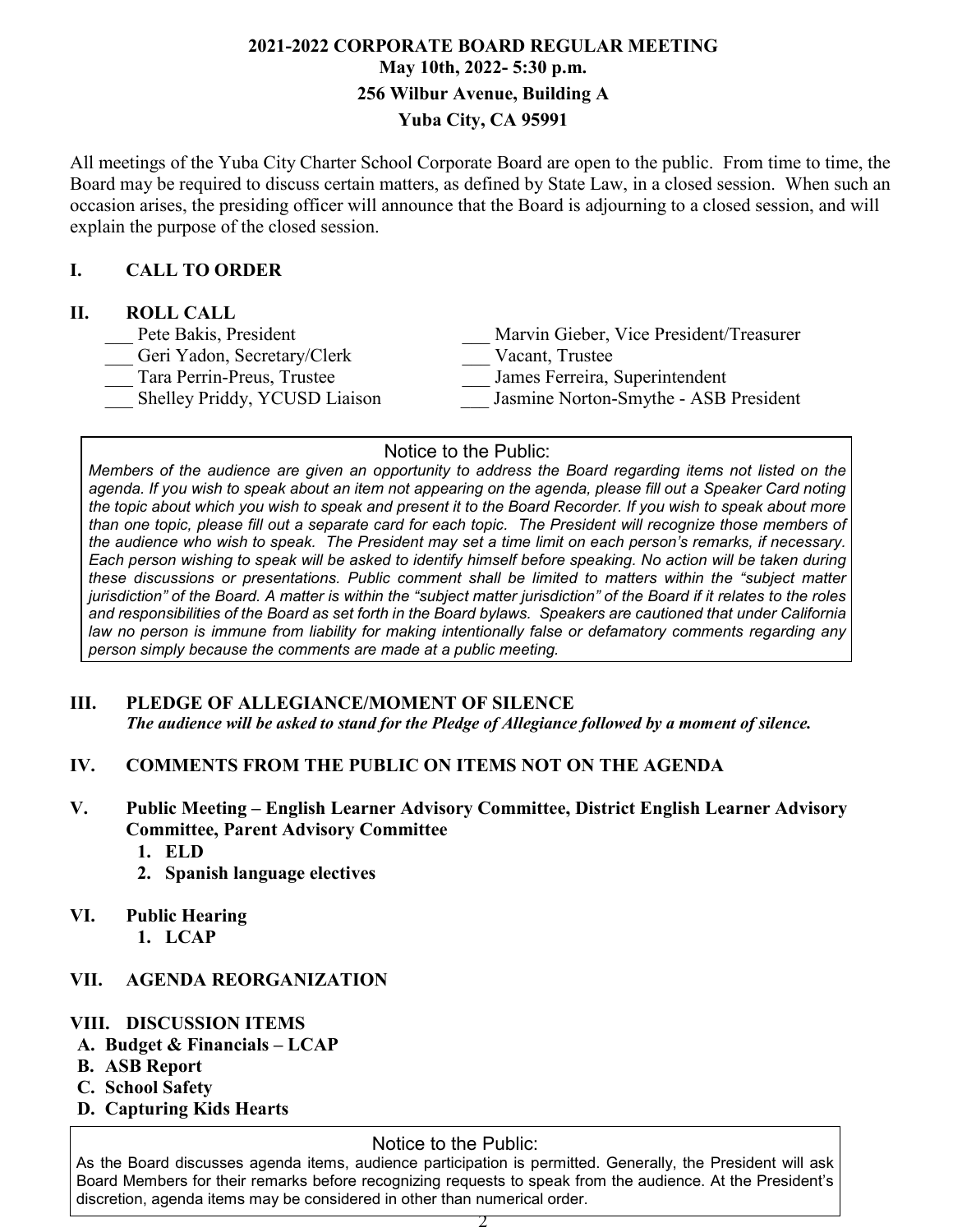**2021-2022 CORPORATE BOARD REGULAR MEETING**
**May 10th, 2022- 5:30 p.m.**
**256 Wilbur Avenue, Building A**
**Yuba City, CA 95991**

All meetings of the Yuba City Charter School Corporate Board are open to the public. From time to time, the Board may be required to discuss certain matters, as defined by State Law, in a closed session. When such an occasion arises, the presiding officer will announce that the Board is adjourning to a closed session, and will explain the purpose of the closed session.

## I. CALL TO ORDER

## II. ROLL CALL

___ Pete Bakis, President
___ Marvin Gieber, Vice President/Treasurer
___ Geri Yadon, Secretary/Clerk
___ Vacant, Trustee
___ Tara Perrin-Preus, Trustee
___ James Ferreira, Superintendent
___ Shelley Priddy, YCUSD Liaison
___ Jasmine Norton-Smythe - ASB President

> Notice to the Public:
>
> *Members of the audience are given an opportunity to address the Board regarding items not listed on the agenda. If you wish to speak about an item not appearing on the agenda, please fill out a Speaker Card noting the topic about which you wish to speak and present it to the Board Recorder. If you wish to speak about more than one topic, please fill out a separate card for each topic. The President will recognize those members of the audience who wish to speak. The President may set a time limit on each person's remarks, if necessary. Each person wishing to speak will be asked to identify himself before speaking. No action will be taken during these discussions or presentations. Public comment shall be limited to matters within the "subject matter jurisdiction" of the Board. A matter is within the "subject matter jurisdiction" of the Board if it relates to the roles and responsibilities of the Board as set forth in the Board bylaws. Speakers are cautioned that under California law no person is immune from liability for making intentionally false or defamatory comments regarding any person simply because the comments are made at a public meeting.*

## III. PLEDGE OF ALLEGIANCE/MOMENT OF SILENCE

***The audience will be asked to stand for the Pledge of Allegiance followed by a moment of silence.***

## IV. COMMENTS FROM THE PUBLIC ON ITEMS NOT ON THE AGENDA

## V. Public Meeting – English Learner Advisory Committee, District English Learner Advisory Committee, Parent Advisory Committee

1. **ELD**
2. **Spanish language electives**

## VI. Public Hearing

1. **LCAP**

## VII. AGENDA REORGANIZATION

## VIII. DISCUSSION ITEMS

**A. Budget & Financials – LCAP**
**B. ASB Report**
**C. School Safety**
**D. Capturing Kids Hearts**

> Notice to the Public:
>
> As the Board discusses agenda items, audience participation is permitted. Generally, the President will ask Board Members for their remarks before recognizing requests to speak from the audience. At the President's discretion, agenda items may be considered in other than numerical order.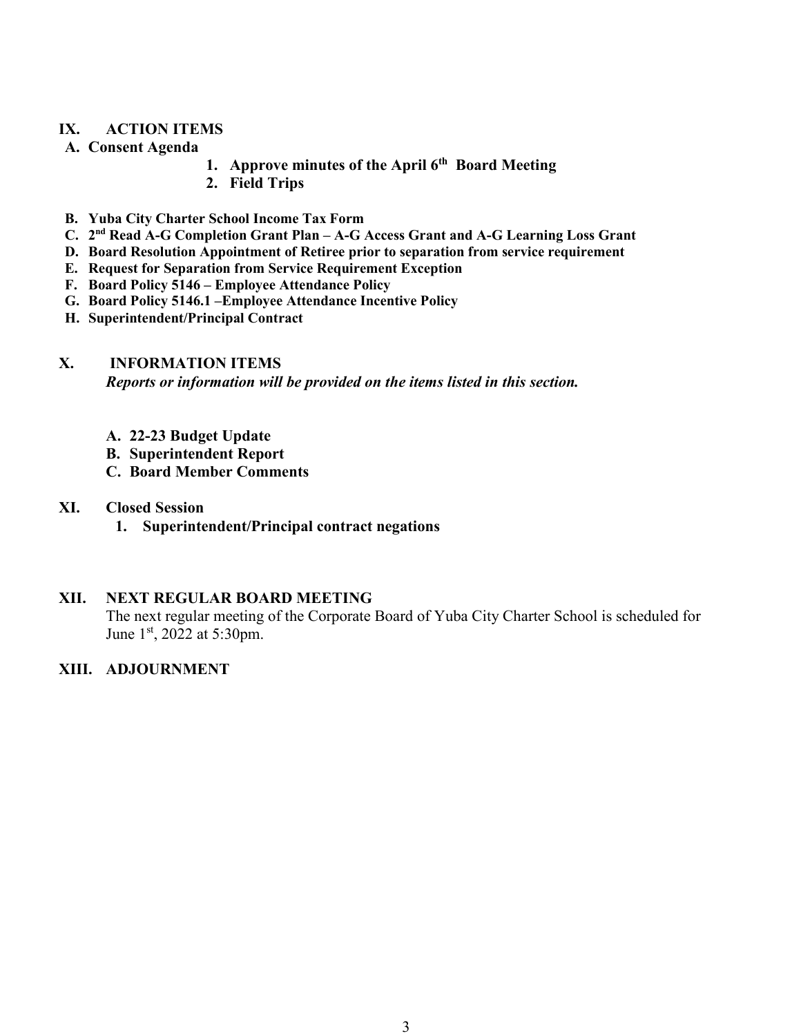## IX. ACTION ITEMS

**A. Consent Agenda**

1. **Approve minutes of the April 6th Board Meeting**
2. **Field Trips**

**B. Yuba City Charter School Income Tax Form**

**C. 2nd Read A-G Completion Grant Plan – A-G Access Grant and A-G Learning Loss Grant**

**D. Board Resolution Appointment of Retiree prior to separation from service requirement**

**E. Request for Separation from Service Requirement Exception**

**F. Board Policy 5146 – Employee Attendance Policy**

**G. Board Policy 5146.1 –Employee Attendance Incentive Policy**

**H. Superintendent/Principal Contract**

## X. INFORMATION ITEMS

***Reports or information will be provided on the items listed in this section.***

**A. 22-23 Budget Update**

**B. Superintendent Report**

**C. Board Member Comments**

## XI. Closed Session

1. **Superintendent/Principal contract negations**

## XII. NEXT REGULAR BOARD MEETING

The next regular meeting of the Corporate Board of Yuba City Charter School is scheduled for June 1st, 2022 at 5:30pm.

## XIII. ADJOURNMENT